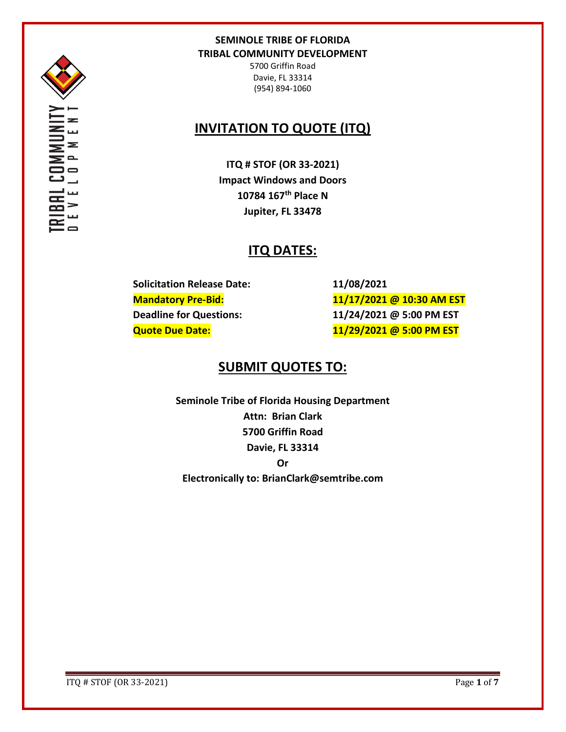**SEMINOLE TRIBE OF FLORIDA**
**TRIBAL COMMUNITY DEVELOPMENT**
5700 Griffin Road
Davie, FL 33314
(954) 894-1060

# INVITATION TO QUOTE (ITQ)

**ITQ # STOF (OR 33-2021)**
**Impact Windows and Doors**
**10784 167th Place N**
**Jupiter, FL 33478**

## ITQ DATES:

| | |
|---|---|
| **Solicitation Release Date:** | **11/08/2021** |
| **Mandatory Pre-Bid:** | **11/17/2021 @ 10:30 AM EST** |
| **Deadline for Questions:** | **11/24/2021 @ 5:00 PM EST** |
| **Quote Due Date:** | **11/29/2021 @ 5:00 PM EST** |

## SUBMIT QUOTES TO:

**Seminole Tribe of Florida Housing Department**
**Attn: Brian Clark**
**5700 Griffin Road**
**Davie, FL 33314**
**Or**
**Electronically to: BrianClark@semtribe.com**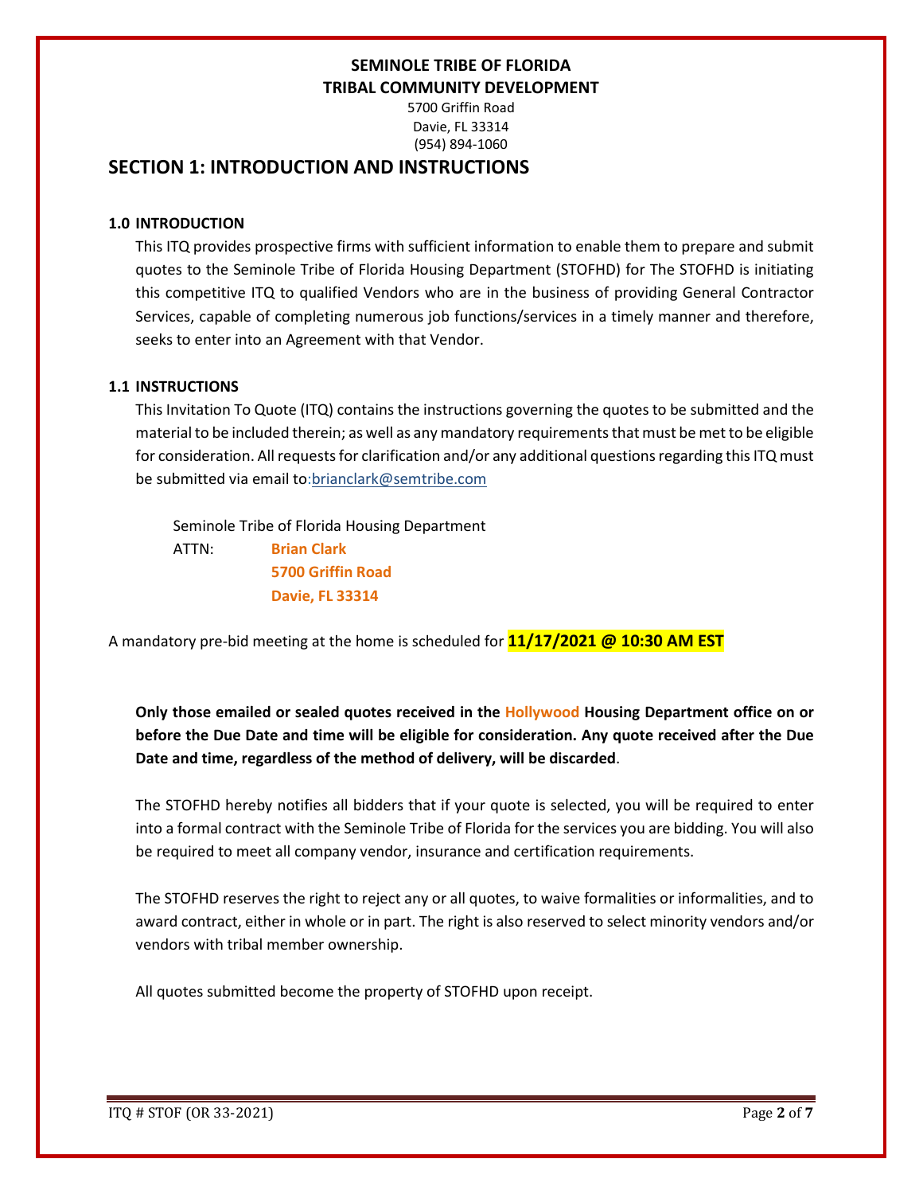**SEMINOLE TRIBE OF FLORIDA**
**TRIBAL COMMUNITY DEVELOPMENT**
5700 Griffin Road
Davie, FL 33314
(954) 894-1060

## SECTION 1: INTRODUCTION AND INSTRUCTIONS

### 1.0 INTRODUCTION

This ITQ provides prospective firms with sufficient information to enable them to prepare and submit quotes to the Seminole Tribe of Florida Housing Department (STOFHD) for The STOFHD is initiating this competitive ITQ to qualified Vendors who are in the business of providing General Contractor Services, capable of completing numerous job functions/services in a timely manner and therefore, seeks to enter into an Agreement with that Vendor.

### 1.1 INSTRUCTIONS

This Invitation To Quote (ITQ) contains the instructions governing the quotes to be submitted and the material to be included therein; as well as any mandatory requirements that must be met to be eligible for consideration. All requests for clarification and/or any additional questions regarding this ITQ must be submitted via email to:brianclark@semtribe.com

Seminole Tribe of Florida Housing Department
ATTN: **Brian Clark**
**5700 Griffin Road**
**Davie, FL 33314**

A mandatory pre-bid meeting at the home is scheduled for **11/17/2021 @ 10:30 AM EST**

**Only those emailed or sealed quotes received in the Hollywood Housing Department office on or before the Due Date and time will be eligible for consideration. Any quote received after the Due Date and time, regardless of the method of delivery, will be discarded**.

The STOFHD hereby notifies all bidders that if your quote is selected, you will be required to enter into a formal contract with the Seminole Tribe of Florida for the services you are bidding. You will also be required to meet all company vendor, insurance and certification requirements.

The STOFHD reserves the right to reject any or all quotes, to waive formalities or informalities, and to award contract, either in whole or in part. The right is also reserved to select minority vendors and/or vendors with tribal member ownership.

All quotes submitted become the property of STOFHD upon receipt.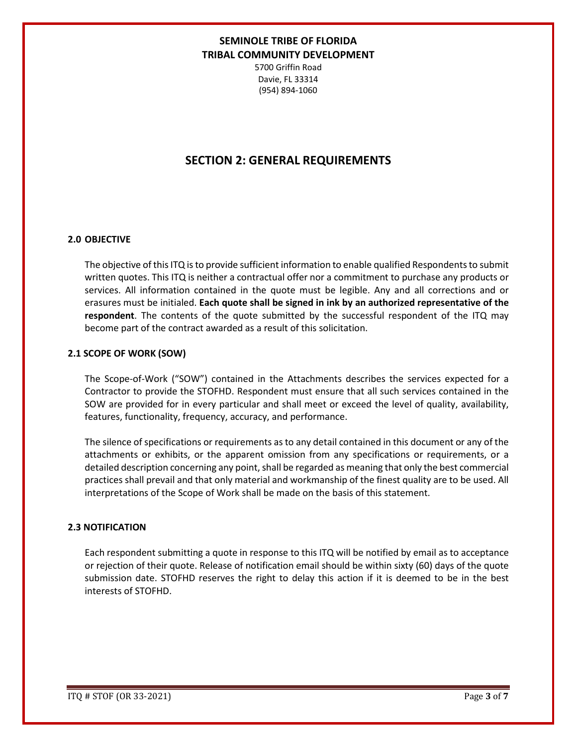**SEMINOLE TRIBE OF FLORIDA**
**TRIBAL COMMUNITY DEVELOPMENT**
5700 Griffin Road
Davie, FL 33314
(954) 894-1060

# SECTION 2: GENERAL REQUIREMENTS

### 2.0 OBJECTIVE

The objective of this ITQ is to provide sufficient information to enable qualified Respondents to submit written quotes. This ITQ is neither a contractual offer nor a commitment to purchase any products or services. All information contained in the quote must be legible. Any and all corrections and or erasures must be initialed. **Each quote shall be signed in ink by an authorized representative of the respondent**. The contents of the quote submitted by the successful respondent of the ITQ may become part of the contract awarded as a result of this solicitation.

### 2.1 SCOPE OF WORK (SOW)

The Scope-of-Work ("SOW") contained in the Attachments describes the services expected for a Contractor to provide the STOFHD. Respondent must ensure that all such services contained in the SOW are provided for in every particular and shall meet or exceed the level of quality, availability, features, functionality, frequency, accuracy, and performance.

The silence of specifications or requirements as to any detail contained in this document or any of the attachments or exhibits, or the apparent omission from any specifications or requirements, or a detailed description concerning any point, shall be regarded as meaning that only the best commercial practices shall prevail and that only material and workmanship of the finest quality are to be used. All interpretations of the Scope of Work shall be made on the basis of this statement.

### 2.3 NOTIFICATION

Each respondent submitting a quote in response to this ITQ will be notified by email as to acceptance or rejection of their quote. Release of notification email should be within sixty (60) days of the quote submission date. STOFHD reserves the right to delay this action if it is deemed to be in the best interests of STOFHD.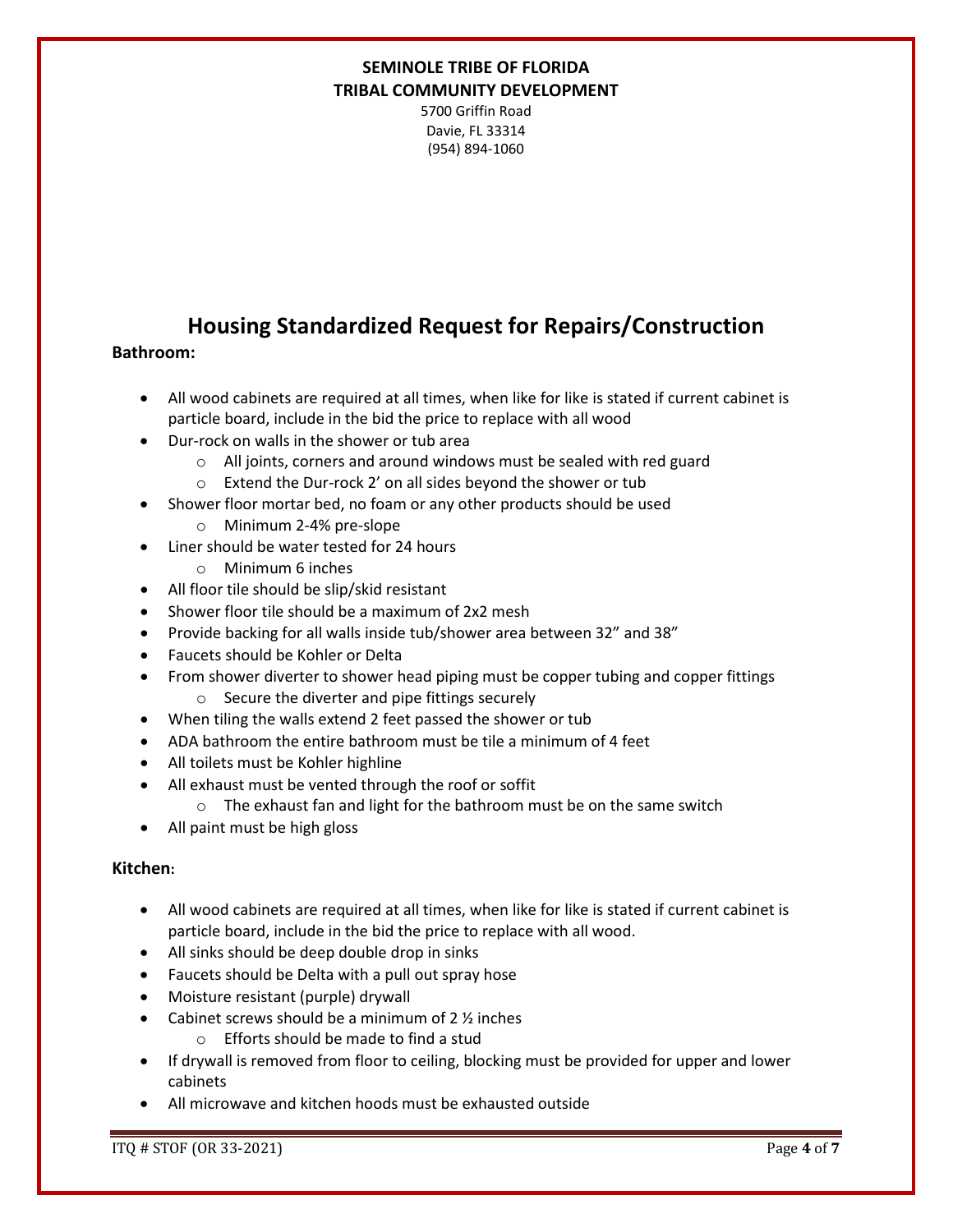**SEMINOLE TRIBE OF FLORIDA**
**TRIBAL COMMUNITY DEVELOPMENT**

5700 Griffin Road
Davie, FL 33314
(954) 894-1060

# Housing Standardized Request for Repairs/Construction

**Bathroom:**

- All wood cabinets are required at all times, when like for like is stated if current cabinet is particle board, include in the bid the price to replace with all wood
- Dur-rock on walls in the shower or tub area
  - All joints, corners and around windows must be sealed with red guard
  - Extend the Dur-rock 2' on all sides beyond the shower or tub
- Shower floor mortar bed, no foam or any other products should be used
  - Minimum 2-4% pre-slope
- Liner should be water tested for 24 hours
  - Minimum 6 inches
- All floor tile should be slip/skid resistant
- Shower floor tile should be a maximum of 2x2 mesh
- Provide backing for all walls inside tub/shower area between 32" and 38"
- Faucets should be Kohler or Delta
- From shower diverter to shower head piping must be copper tubing and copper fittings
  - Secure the diverter and pipe fittings securely
- When tiling the walls extend 2 feet passed the shower or tub
- ADA bathroom the entire bathroom must be tile a minimum of 4 feet
- All toilets must be Kohler highline
- All exhaust must be vented through the roof or soffit
  - The exhaust fan and light for the bathroom must be on the same switch
- All paint must be high gloss

**Kitchen:**

- All wood cabinets are required at all times, when like for like is stated if current cabinet is particle board, include in the bid the price to replace with all wood.
- All sinks should be deep double drop in sinks
- Faucets should be Delta with a pull out spray hose
- Moisture resistant (purple) drywall
- Cabinet screws should be a minimum of 2 ½ inches
  - Efforts should be made to find a stud
- If drywall is removed from floor to ceiling, blocking must be provided for upper and lower cabinets
- All microwave and kitchen hoods must be exhausted outside

ITQ # STOF (OR 33-2021)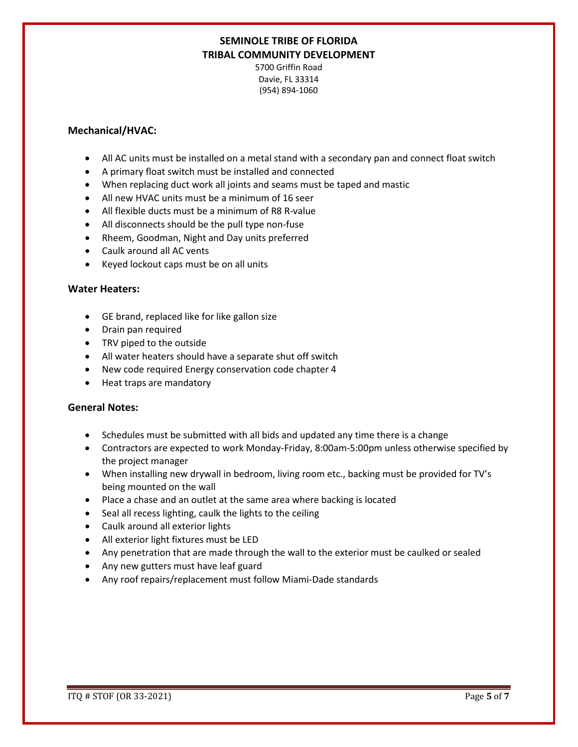**SEMINOLE TRIBE OF FLORIDA**
**TRIBAL COMMUNITY DEVELOPMENT**

5700 Griffin Road
Davie, FL 33314
(954) 894-1060

### Mechanical/HVAC:

- All AC units must be installed on a metal stand with a secondary pan and connect float switch
- A primary float switch must be installed and connected
- When replacing duct work all joints and seams must be taped and mastic
- All new HVAC units must be a minimum of 16 seer
- All flexible ducts must be a minimum of R8 R-value
- All disconnects should be the pull type non-fuse
- Rheem, Goodman, Night and Day units preferred
- Caulk around all AC vents
- Keyed lockout caps must be on all units

### Water Heaters:

- GE brand, replaced like for like gallon size
- Drain pan required
- TRV piped to the outside
- All water heaters should have a separate shut off switch
- New code required Energy conservation code chapter 4
- Heat traps are mandatory

### General Notes:

- Schedules must be submitted with all bids and updated any time there is a change
- Contractors are expected to work Monday-Friday, 8:00am-5:00pm unless otherwise specified by the project manager
- When installing new drywall in bedroom, living room etc., backing must be provided for TV's being mounted on the wall
- Place a chase and an outlet at the same area where backing is located
- Seal all recess lighting, caulk the lights to the ceiling
- Caulk around all exterior lights
- All exterior light fixtures must be LED
- Any penetration that are made through the wall to the exterior must be caulked or sealed
- Any new gutters must have leaf guard
- Any roof repairs/replacement must follow Miami-Dade standards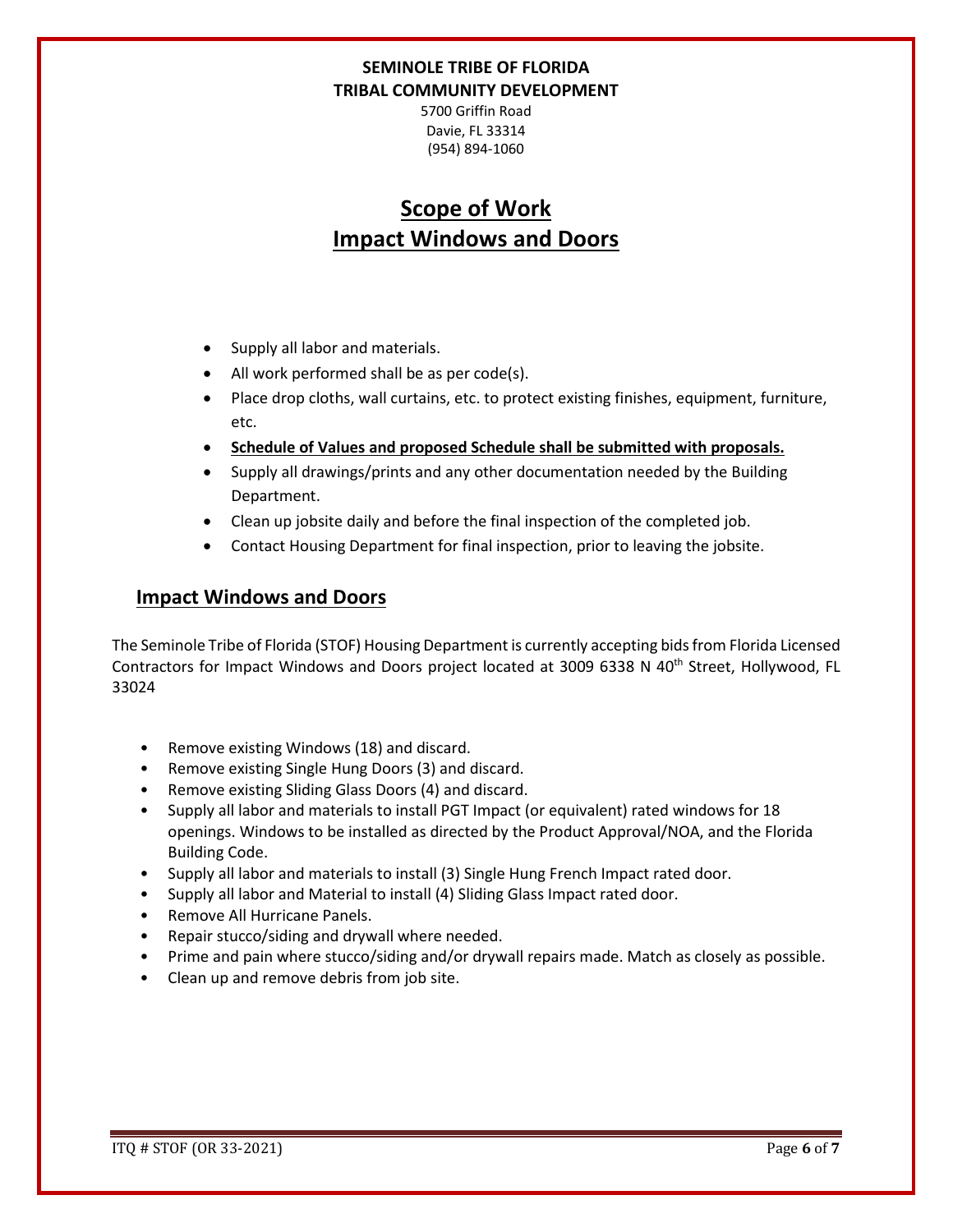**SEMINOLE TRIBE OF FLORIDA**
**TRIBAL COMMUNITY DEVELOPMENT**
5700 Griffin Road
Davie, FL 33314
(954) 894-1060

# Scope of Work
# Impact Windows and Doors

- Supply all labor and materials.
- All work performed shall be as per code(s).
- Place drop cloths, wall curtains, etc. to protect existing finishes, equipment, furniture, etc.
- **Schedule of Values and proposed Schedule shall be submitted with proposals.**
- Supply all drawings/prints and any other documentation needed by the Building Department.
- Clean up jobsite daily and before the final inspection of the completed job.
- Contact Housing Department for final inspection, prior to leaving the jobsite.

## Impact Windows and Doors

The Seminole Tribe of Florida (STOF) Housing Department is currently accepting bids from Florida Licensed Contractors for Impact Windows and Doors project located at 3009 6338 N 40th Street, Hollywood, FL 33024

- Remove existing Windows (18) and discard.
- Remove existing Single Hung Doors (3) and discard.
- Remove existing Sliding Glass Doors (4) and discard.
- Supply all labor and materials to install PGT Impact (or equivalent) rated windows for 18 openings. Windows to be installed as directed by the Product Approval/NOA, and the Florida Building Code.
- Supply all labor and materials to install (3) Single Hung French Impact rated door.
- Supply all labor and Material to install (4) Sliding Glass Impact rated door.
- Remove All Hurricane Panels.
- Repair stucco/siding and drywall where needed.
- Prime and pain where stucco/siding and/or drywall repairs made. Match as closely as possible.
- Clean up and remove debris from job site.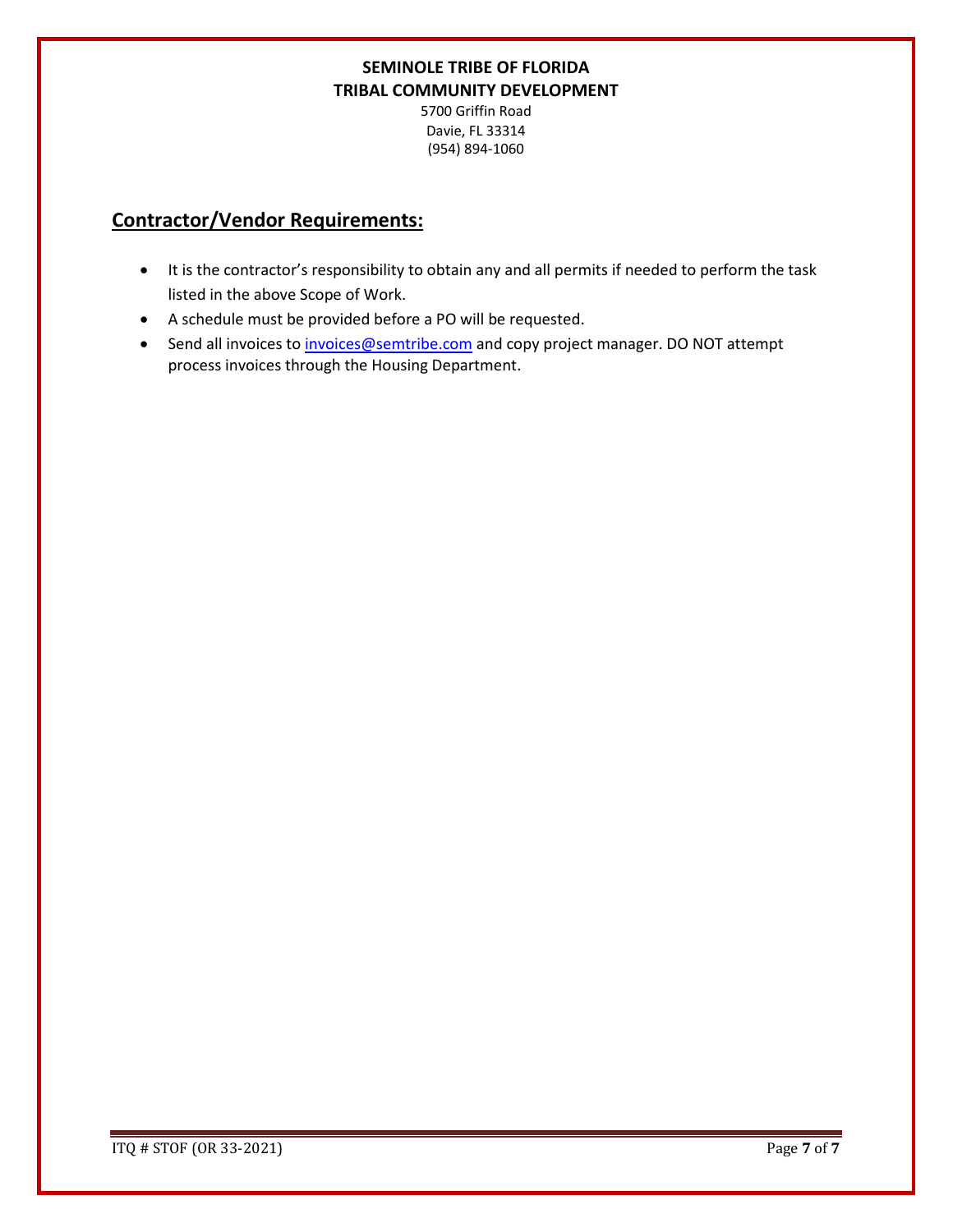**SEMINOLE TRIBE OF FLORIDA**
**TRIBAL COMMUNITY DEVELOPMENT**
5700 Griffin Road
Davie, FL 33314
(954) 894-1060

## Contractor/Vendor Requirements:

- It is the contractor's responsibility to obtain any and all permits if needed to perform the task listed in the above Scope of Work.
- A schedule must be provided before a PO will be requested.
- Send all invoices to invoices@semtribe.com and copy project manager. DO NOT attempt process invoices through the Housing Department.